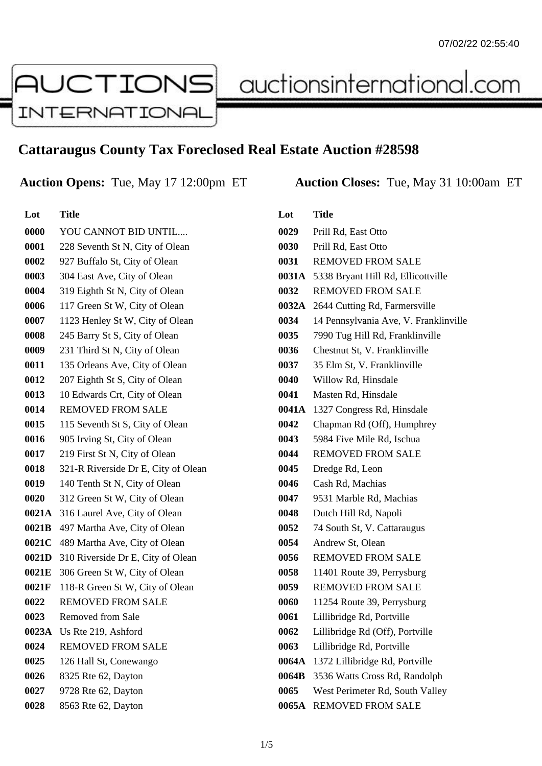07/02/22 02:55:40

AUCTIONS INTERNATIONAL auctionsinternational.com

# Cattaraugus County Tax Foreclosed Real Estate Auction #28598

**Auction Opens:** Tue, May 17 12:00pm ET **Auction Closes:** Tue, May 31 10:00am ET

| Lot | Title |
|---|---|
| **0000** | YOU CANNOT BID UNTIL.... |
| **0001** | 228 Seventh St N, City of Olean |
| **0002** | 927 Buffalo St, City of Olean |
| **0003** | 304 East Ave, City of Olean |
| **0004** | 319 Eighth St N, City of Olean |
| **0006** | 117 Green St W, City of Olean |
| **0007** | 1123 Henley St W, City of Olean |
| **0008** | 245 Barry St S, City of Olean |
| **0009** | 231 Third St N, City of Olean |
| **0011** | 135 Orleans Ave, City of Olean |
| **0012** | 207 Eighth St S, City of Olean |
| **0013** | 10 Edwards Crt, City of Olean |
| **0014** | REMOVED FROM SALE |
| **0015** | 115 Seventh St S, City of Olean |
| **0016** | 905 Irving St, City of Olean |
| **0017** | 219 First St N, City of Olean |
| **0018** | 321-R Riverside Dr E, City of Olean |
| **0019** | 140 Tenth St N, City of Olean |
| **0020** | 312 Green St W, City of Olean |
| **0021A** | 316 Laurel Ave, City of Olean |
| **0021B** | 497 Martha Ave, City of Olean |
| **0021C** | 489 Martha Ave, City of Olean |
| **0021D** | 310 Riverside Dr E, City of Olean |
| **0021E** | 306 Green St W, City of Olean |
| **0021F** | 118-R Green St W, City of Olean |
| **0022** | REMOVED FROM SALE |
| **0023** | Removed from Sale |
| **0023A** | Us Rte 219, Ashford |
| **0024** | REMOVED FROM SALE |
| **0025** | 126 Hall St, Conewango |
| **0026** | 8325 Rte 62, Dayton |
| **0027** | 9728 Rte 62, Dayton |
| **0028** | 8563 Rte 62, Dayton |
| **0029** | Prill Rd, East Otto |
| **0030** | Prill Rd, East Otto |
| **0031** | REMOVED FROM SALE |
| **0031A** | 5338 Bryant Hill Rd, Ellicottville |
| **0032** | REMOVED FROM SALE |
| **0032A** | 2644 Cutting Rd, Farmersville |
| **0034** | 14 Pennsylvania Ave, V. Franklinville |
| **0035** | 7990 Tug Hill Rd, Franklinville |
| **0036** | Chestnut St, V. Franklinville |
| **0037** | 35 Elm St, V. Franklinville |
| **0040** | Willow Rd, Hinsdale |
| **0041** | Masten Rd, Hinsdale |
| **0041A** | 1327 Congress Rd, Hinsdale |
| **0042** | Chapman Rd (Off), Humphrey |
| **0043** | 5984 Five Mile Rd, Ischua |
| **0044** | REMOVED FROM SALE |
| **0045** | Dredge Rd, Leon |
| **0046** | Cash Rd, Machias |
| **0047** | 9531 Marble Rd, Machias |
| **0048** | Dutch Hill Rd, Napoli |
| **0052** | 74 South St, V. Cattaraugus |
| **0054** | Andrew St, Olean |
| **0056** | REMOVED FROM SALE |
| **0058** | 11401 Route 39, Perrysburg |
| **0059** | REMOVED FROM SALE |
| **0060** | 11254 Route 39, Perrysburg |
| **0061** | Lillibridge Rd, Portville |
| **0062** | Lillibridge Rd (Off), Portville |
| **0063** | Lillibridge Rd, Portville |
| **0064A** | 1372 Lillibridge Rd, Portville |
| **0064B** | 3536 Watts Cross Rd, Randolph |
| **0065** | West Perimeter Rd, South Valley |
| **0065A** | REMOVED FROM SALE |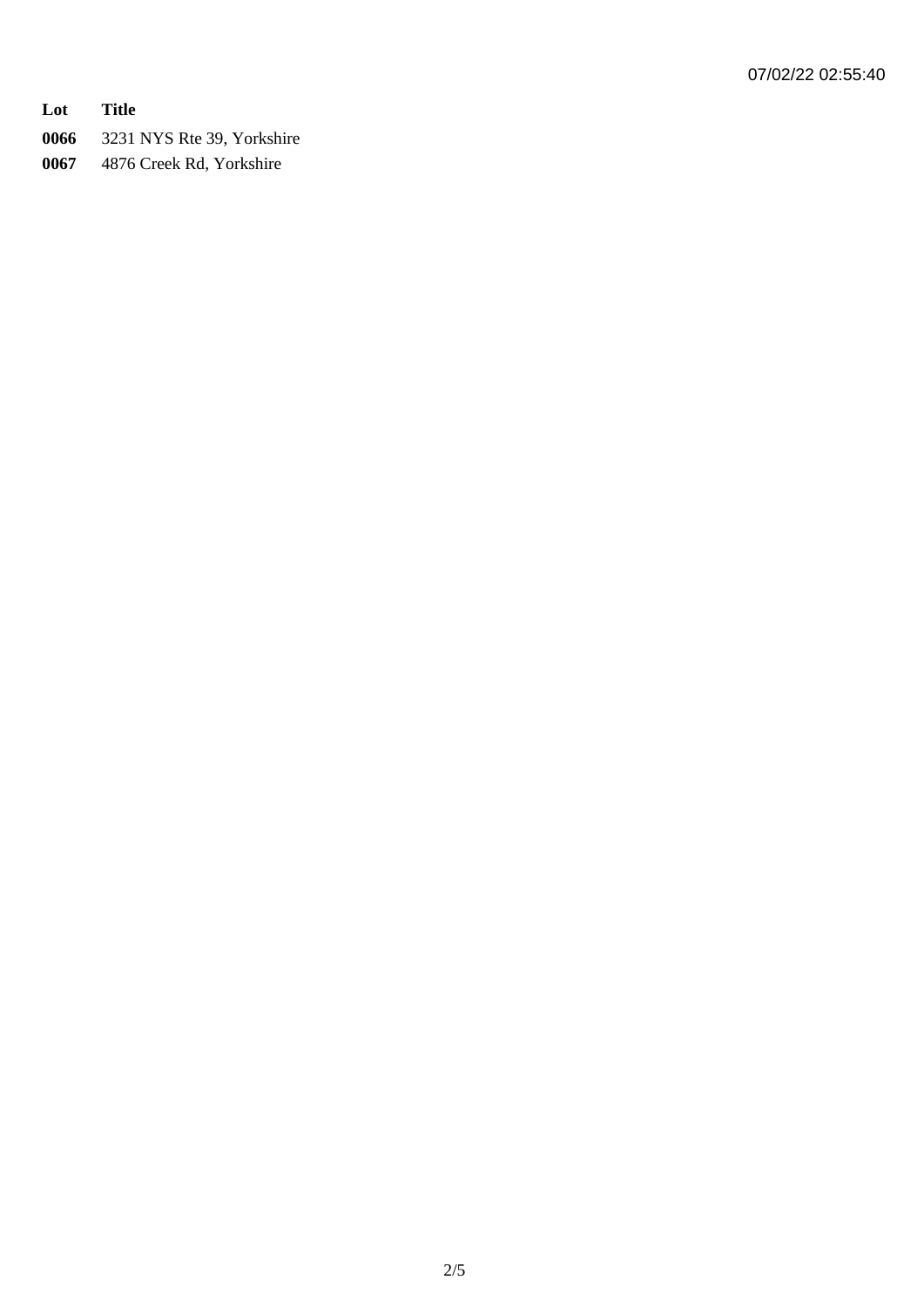| Lot | Title |
| --- | --- |
| **0066** | 3231 NYS Rte 39, Yorkshire |
| **0067** | 4876 Creek Rd, Yorkshire |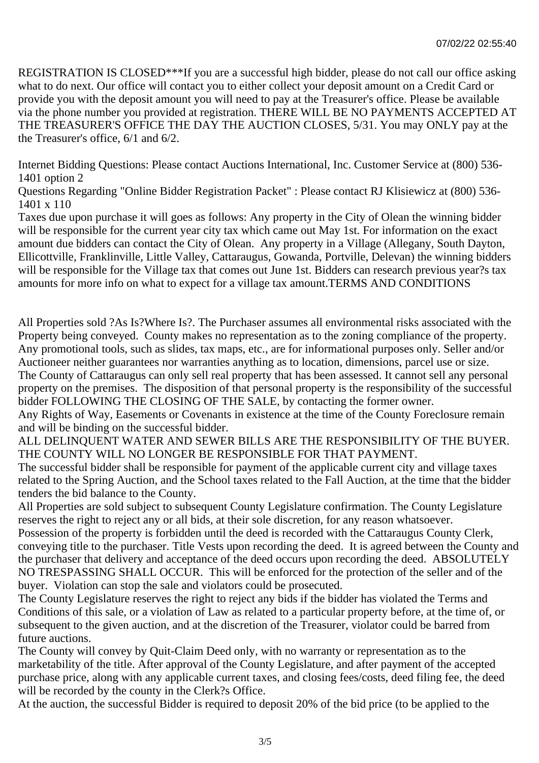REGISTRATION IS CLOSED***If you are a successful high bidder, please do not call our office asking what to do next. Our office will contact you to either collect your deposit amount on a Credit Card or provide you with the deposit amount you will need to pay at the Treasurer's office. Please be available via the phone number you provided at registration. THERE WILL BE NO PAYMENTS ACCEPTED AT THE TREASURER'S OFFICE THE DAY THE AUCTION CLOSES, 5/31. You may ONLY pay at the the Treasurer's office, 6/1 and 6/2.

Internet Bidding Questions: Please contact Auctions International, Inc. Customer Service at (800) 536-1401 option 2
Questions Regarding "Online Bidder Registration Packet" : Please contact RJ Klisiewicz at (800) 536-1401 x 110
Taxes due upon purchase it will goes as follows: Any property in the City of Olean the winning bidder will be responsible for the current year city tax which came out May 1st. For information on the exact amount due bidders can contact the City of Olean. Any property in a Village (Allegany, South Dayton, Ellicottville, Franklinville, Little Valley, Cattaraugus, Gowanda, Portville, Delevan) the winning bidders will be responsible for the Village tax that comes out June 1st. Bidders can research previous year?s tax amounts for more info on what to expect for a village tax amount.TERMS AND CONDITIONS

All Properties sold ?As Is?Where Is?. The Purchaser assumes all environmental risks associated with the Property being conveyed. County makes no representation as to the zoning compliance of the property. Any promotional tools, such as slides, tax maps, etc., are for informational purposes only. Seller and/or Auctioneer neither guarantees nor warranties anything as to location, dimensions, parcel use or size.
The County of Cattaraugus can only sell real property that has been assessed. It cannot sell any personal property on the premises. The disposition of that personal property is the responsibility of the successful bidder FOLLOWING THE CLOSING OF THE SALE, by contacting the former owner.
Any Rights of Way, Easements or Covenants in existence at the time of the County Foreclosure remain and will be binding on the successful bidder.
ALL DELINQUENT WATER AND SEWER BILLS ARE THE RESPONSIBILITY OF THE BUYER. THE COUNTY WILL NO LONGER BE RESPONSIBLE FOR THAT PAYMENT.
The successful bidder shall be responsible for payment of the applicable current city and village taxes related to the Spring Auction, and the School taxes related to the Fall Auction, at the time that the bidder tenders the bid balance to the County.
All Properties are sold subject to subsequent County Legislature confirmation. The County Legislature reserves the right to reject any or all bids, at their sole discretion, for any reason whatsoever.
Possession of the property is forbidden until the deed is recorded with the Cattaraugus County Clerk, conveying title to the purchaser. Title Vests upon recording the deed. It is agreed between the County and the purchaser that delivery and acceptance of the deed occurs upon recording the deed. ABSOLUTELY NO TRESPASSING SHALL OCCUR. This will be enforced for the protection of the seller and of the buyer. Violation can stop the sale and violators could be prosecuted.
The County Legislature reserves the right to reject any bids if the bidder has violated the Terms and Conditions of this sale, or a violation of Law as related to a particular property before, at the time of, or subsequent to the given auction, and at the discretion of the Treasurer, violator could be barred from future auctions.
The County will convey by Quit-Claim Deed only, with no warranty or representation as to the marketability of the title. After approval of the County Legislature, and after payment of the accepted purchase price, along with any applicable current taxes, and closing fees/costs, deed filing fee, the deed will be recorded by the county in the Clerk?s Office.
At the auction, the successful Bidder is required to deposit 20% of the bid price (to be applied to the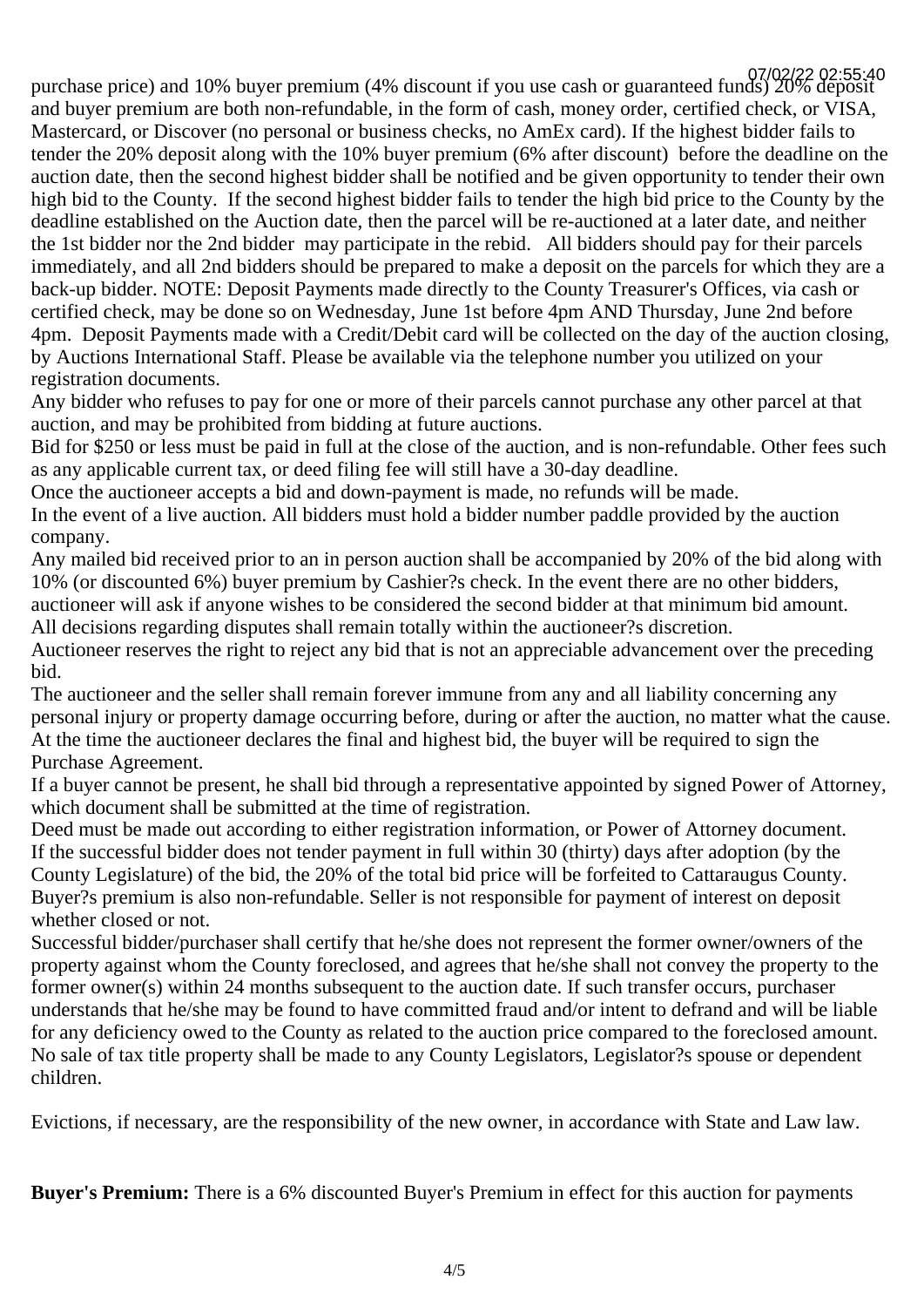purchase price) and 10% buyer premium (4% discount if you use cash or guaranteed funds) 20% deposit and buyer premium are both non-refundable, in the form of cash, money order, certified check, or VISA, Mastercard, or Discover (no personal or business checks, no AmEx card). If the highest bidder fails to tender the 20% deposit along with the 10% buyer premium (6% after discount) before the deadline on the auction date, then the second highest bidder shall be notified and be given opportunity to tender their own high bid to the County. If the second highest bidder fails to tender the high bid price to the County by the deadline established on the Auction date, then the parcel will be re-auctioned at a later date, and neither the 1st bidder nor the 2nd bidder may participate in the rebid. All bidders should pay for their parcels immediately, and all 2nd bidders should be prepared to make a deposit on the parcels for which they are a back-up bidder. NOTE: Deposit Payments made directly to the County Treasurer's Offices, via cash or certified check, may be done so on Wednesday, June 1st before 4pm AND Thursday, June 2nd before 4pm. Deposit Payments made with a Credit/Debit card will be collected on the day of the auction closing, by Auctions International Staff. Please be available via the telephone number you utilized on your registration documents.

Any bidder who refuses to pay for one or more of their parcels cannot purchase any other parcel at that auction, and may be prohibited from bidding at future auctions.

Bid for $250 or less must be paid in full at the close of the auction, and is non-refundable. Other fees such as any applicable current tax, or deed filing fee will still have a 30-day deadline.

Once the auctioneer accepts a bid and down-payment is made, no refunds will be made.

In the event of a live auction. All bidders must hold a bidder number paddle provided by the auction company.

Any mailed bid received prior to an in person auction shall be accompanied by 20% of the bid along with 10% (or discounted 6%) buyer premium by Cashier?s check. In the event there are no other bidders, auctioneer will ask if anyone wishes to be considered the second bidder at that minimum bid amount.

All decisions regarding disputes shall remain totally within the auctioneer?s discretion.

Auctioneer reserves the right to reject any bid that is not an appreciable advancement over the preceding bid.

The auctioneer and the seller shall remain forever immune from any and all liability concerning any personal injury or property damage occurring before, during or after the auction, no matter what the cause.

At the time the auctioneer declares the final and highest bid, the buyer will be required to sign the Purchase Agreement.

If a buyer cannot be present, he shall bid through a representative appointed by signed Power of Attorney, which document shall be submitted at the time of registration.

Deed must be made out according to either registration information, or Power of Attorney document.

If the successful bidder does not tender payment in full within 30 (thirty) days after adoption (by the County Legislature) of the bid, the 20% of the total bid price will be forfeited to Cattaraugus County. Buyer?s premium is also non-refundable. Seller is not responsible for payment of interest on deposit whether closed or not.

Successful bidder/purchaser shall certify that he/she does not represent the former owner/owners of the property against whom the County foreclosed, and agrees that he/she shall not convey the property to the former owner(s) within 24 months subsequent to the auction date. If such transfer occurs, purchaser understands that he/she may be found to have committed fraud and/or intent to defrand and will be liable for any deficiency owed to the County as related to the auction price compared to the foreclosed amount. No sale of tax title property shall be made to any County Legislators, Legislator?s spouse or dependent children.

Evictions, if necessary, are the responsibility of the new owner, in accordance with State and Law law.

**Buyer's Premium:** There is a 6% discounted Buyer's Premium in effect for this auction for payments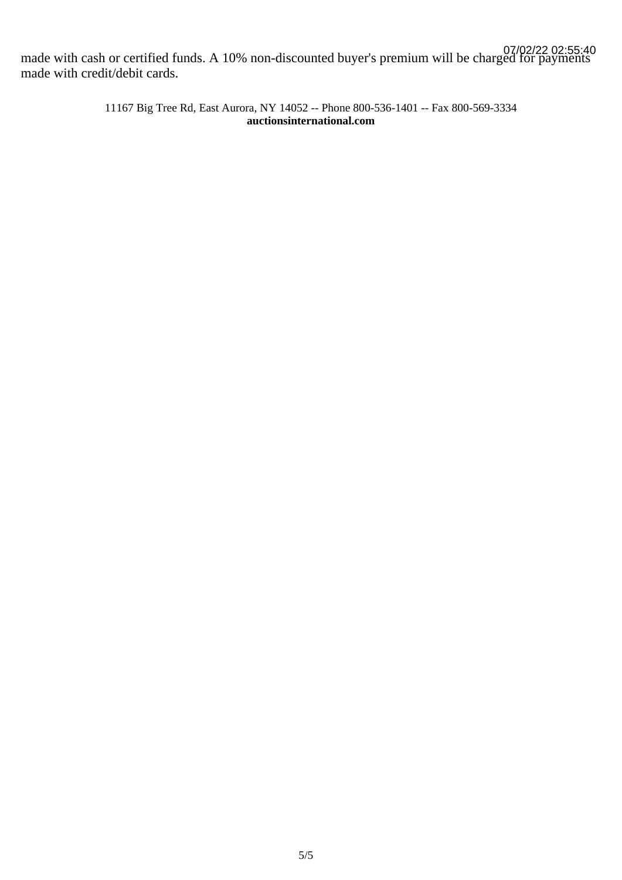made with cash or certified funds. A 10% non-discounted buyer's premium will be charged for payments made with credit/debit cards.

11167 Big Tree Rd, East Aurora, NY 14052 -- Phone 800-536-1401 -- Fax 800-569-3334
**auctionsinternational.com**